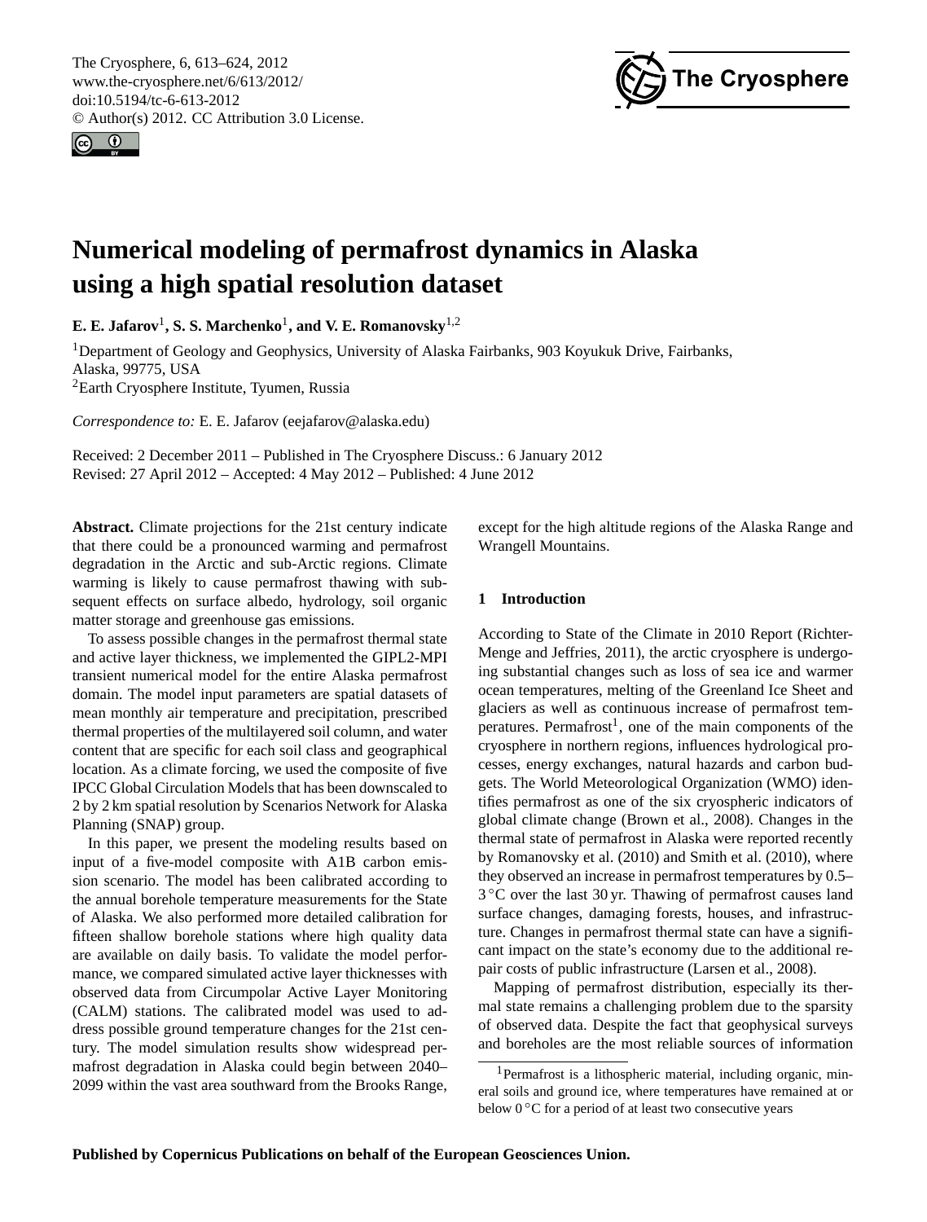# Numerical modeling of permafrost dynamics in Alaska using a high spatial resolution dataset

**E. E. Jafarov**[1], **S. S. Marchenko**[1], **and V. E. Romanovsky**[1,2]

[1]Department of Geology and Geophysics, University of Alaska Fairbanks, 903 Koyukuk Drive, Fairbanks, Alaska, 99775, USA

[2]Earth Cryosphere Institute, Tyumen, Russia

*Correspondence to:* E. E. Jafarov (eejafarov@alaska.edu)

Received: 2 December 2011 – Published in The Cryosphere Discuss.: 6 January 2012
Revised: 27 April 2012 – Accepted: 4 May 2012 – Published: 4 June 2012

**Abstract.** Climate projections for the 21st century indicate that there could be a pronounced warming and permafrost degradation in the Arctic and sub-Arctic regions. Climate warming is likely to cause permafrost thawing with subsequent effects on surface albedo, hydrology, soil organic matter storage and greenhouse gas emissions.

To assess possible changes in the permafrost thermal state and active layer thickness, we implemented the GIPL2-MPI transient numerical model for the entire Alaska permafrost domain. The model input parameters are spatial datasets of mean monthly air temperature and precipitation, prescribed thermal properties of the multilayered soil column, and water content that are specific for each soil class and geographical location. As a climate forcing, we used the composite of five IPCC Global Circulation Models that has been downscaled to 2 by 2 km spatial resolution by Scenarios Network for Alaska Planning (SNAP) group.

In this paper, we present the modeling results based on input of a five-model composite with A1B carbon emission scenario. The model has been calibrated according to the annual borehole temperature measurements for the State of Alaska. We also performed more detailed calibration for fifteen shallow borehole stations where high quality data are available on daily basis. To validate the model performance, we compared simulated active layer thicknesses with observed data from Circumpolar Active Layer Monitoring (CALM) stations. The calibrated model was used to address possible ground temperature changes for the 21st century. The model simulation results show widespread permafrost degradation in Alaska could begin between 2040–2099 within the vast area southward from the Brooks Range, except for the high altitude regions of the Alaska Range and Wrangell Mountains.

## 1 Introduction

According to State of the Climate in 2010 Report (Richter-Menge and Jeffries, 2011), the arctic cryosphere is undergoing substantial changes such as loss of sea ice and warmer ocean temperatures, melting of the Greenland Ice Sheet and glaciers as well as continuous increase of permafrost temperatures. Permafrost[1], one of the main components of the cryosphere in northern regions, influences hydrological processes, energy exchanges, natural hazards and carbon budgets. The World Meteorological Organization (WMO) identifies permafrost as one of the six cryospheric indicators of global climate change (Brown et al., 2008). Changes in the thermal state of permafrost in Alaska were reported recently by Romanovsky et al. (2010) and Smith et al. (2010), where they observed an increase in permafrost temperatures by 0.5–3 °C over the last 30 yr. Thawing of permafrost causes land surface changes, damaging forests, houses, and infrastructure. Changes in permafrost thermal state can have a significant impact on the state's economy due to the additional repair costs of public infrastructure (Larsen et al., 2008).

Mapping of permafrost distribution, especially its thermal state remains a challenging problem due to the sparsity of observed data. Despite the fact that geophysical surveys and boreholes are the most reliable sources of information

[1]Permafrost is a lithospheric material, including organic, mineral soils and ground ice, where temperatures have remained at or below 0 °C for a period of at least two consecutive years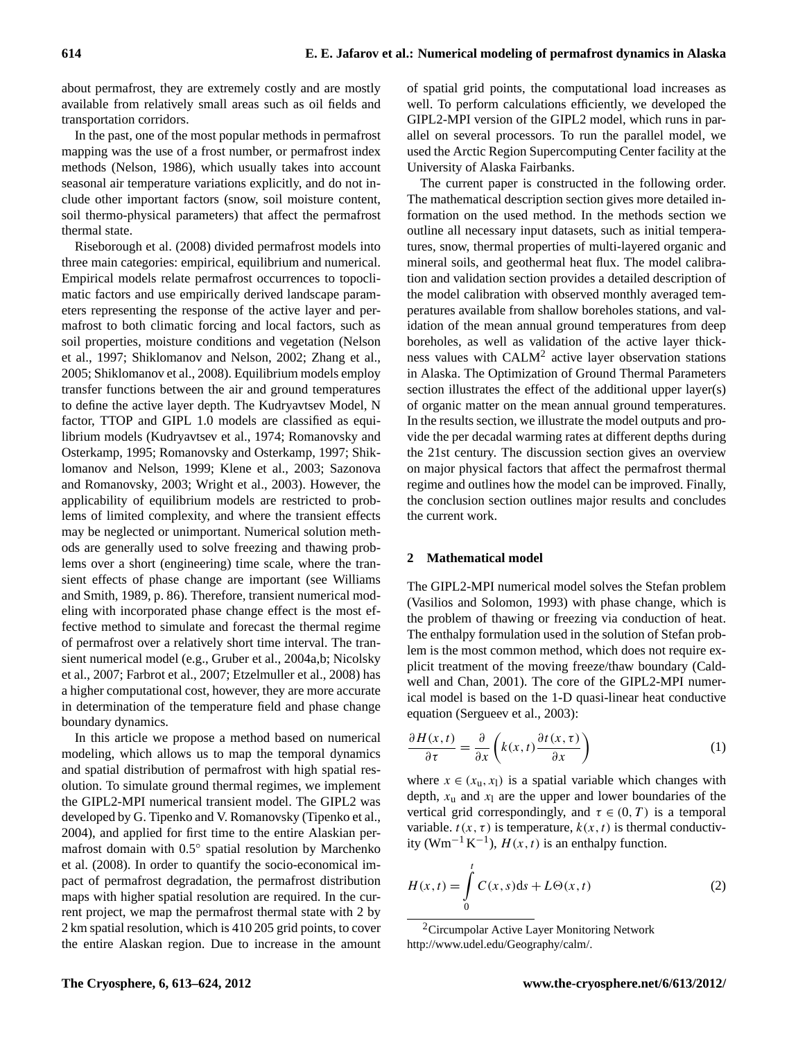about permafrost, they are extremely costly and are mostly available from relatively small areas such as oil fields and transportation corridors.

In the past, one of the most popular methods in permafrost mapping was the use of a frost number, or permafrost index methods (Nelson, 1986), which usually takes into account seasonal air temperature variations explicitly, and do not include other important factors (snow, soil moisture content, soil thermo-physical parameters) that affect the permafrost thermal state.

Riseborough et al. (2008) divided permafrost models into three main categories: empirical, equilibrium and numerical. Empirical models relate permafrost occurrences to topoclimatic factors and use empirically derived landscape parameters representing the response of the active layer and permafrost to both climatic forcing and local factors, such as soil properties, moisture conditions and vegetation (Nelson et al., 1997; Shiklomanov and Nelson, 2002; Zhang et al., 2005; Shiklomanov et al., 2008). Equilibrium models employ transfer functions between the air and ground temperatures to define the active layer depth. The Kudryavtsev Model, N factor, TTOP and GIPL 1.0 models are classified as equilibrium models (Kudryavtsev et al., 1974; Romanovsky and Osterkamp, 1995; Romanovsky and Osterkamp, 1997; Shiklomanov and Nelson, 1999; Klene et al., 2003; Sazonova and Romanovsky, 2003; Wright et al., 2003). However, the applicability of equilibrium models are restricted to problems of limited complexity, and where the transient effects may be neglected or unimportant. Numerical solution methods are generally used to solve freezing and thawing problems over a short (engineering) time scale, where the transient effects of phase change are important (see Williams and Smith, 1989, p. 86). Therefore, transient numerical modeling with incorporated phase change effect is the most effective method to simulate and forecast the thermal regime of permafrost over a relatively short time interval. The transient numerical model (e.g., Gruber et al., 2004a,b; Nicolsky et al., 2007; Farbrot et al., 2007; Etzelmuller et al., 2008) has a higher computational cost, however, they are more accurate in determination of the temperature field and phase change boundary dynamics.

In this article we propose a method based on numerical modeling, which allows us to map the temporal dynamics and spatial distribution of permafrost with high spatial resolution. To simulate ground thermal regimes, we implement the GIPL2-MPI numerical transient model. The GIPL2 was developed by G. Tipenko and V. Romanovsky (Tipenko et al., 2004), and applied for first time to the entire Alaskian permafrost domain with 0.5° spatial resolution by Marchenko et al. (2008). In order to quantify the socio-economical impact of permafrost degradation, the permafrost distribution maps with higher spatial resolution are required. In the current project, we map the permafrost thermal state with 2 by 2 km spatial resolution, which is 410 205 grid points, to cover the entire Alaskan region. Due to increase in the amount of spatial grid points, the computational load increases as well. To perform calculations efficiently, we developed the GIPL2-MPI version of the GIPL2 model, which runs in parallel on several processors. To run the parallel model, we used the Arctic Region Supercomputing Center facility at the University of Alaska Fairbanks.

The current paper is constructed in the following order. The mathematical description section gives more detailed information on the used method. In the methods section we outline all necessary input datasets, such as initial temperatures, snow, thermal properties of multi-layered organic and mineral soils, and geothermal heat flux. The model calibration and validation section provides a detailed description of the model calibration with observed monthly averaged temperatures available from shallow boreholes stations, and validation of the mean annual ground temperatures from deep boreholes, as well as validation of the active layer thickness values with CALM[2] active layer observation stations in Alaska. The Optimization of Ground Thermal Parameters section illustrates the effect of the additional upper layer(s) of organic matter on the mean annual ground temperatures. In the results section, we illustrate the model outputs and provide the per decadal warming rates at different depths during the 21st century. The discussion section gives an overview on major physical factors that affect the permafrost thermal regime and outlines how the model can be improved. Finally, the conclusion section outlines major results and concludes the current work.

## 2 Mathematical model

The GIPL2-MPI numerical model solves the Stefan problem (Vasilios and Solomon, 1993) with phase change, which is the problem of thawing or freezing via conduction of heat. The enthalpy formulation used in the solution of Stefan problem is the most common method, which does not require explicit treatment of the moving freeze/thaw boundary (Caldwell and Chan, 2001). The core of the GIPL2-MPI numerical model is based on the 1-D quasi-linear heat conductive equation (Sergueev et al., 2003):

$$\frac{\partial H(x,t)}{\partial \tau} = \frac{\partial}{\partial x}\left(k(x,t)\frac{\partial t(x,\tau)}{\partial x}\right) \tag{1}$$

where $x \in (x_u, x_l)$ is a spatial variable which changes with depth, $x_u$ and $x_l$ are the upper and lower boundaries of the vertical grid correspondingly, and $\tau \in (0, T)$ is a temporal variable. $t(x,\tau)$ is temperature, $k(x,t)$ is thermal conductivity ($\mathrm{Wm^{-1}\,K^{-1}}$), $H(x,t)$ is an enthalpy function.

$$H(x,t) = \int_0^t C(x,s)\mathrm{d}s + L\Theta(x,t) \tag{2}$$

[2]Circumpolar Active Layer Monitoring Network http://www.udel.edu/Geography/calm/.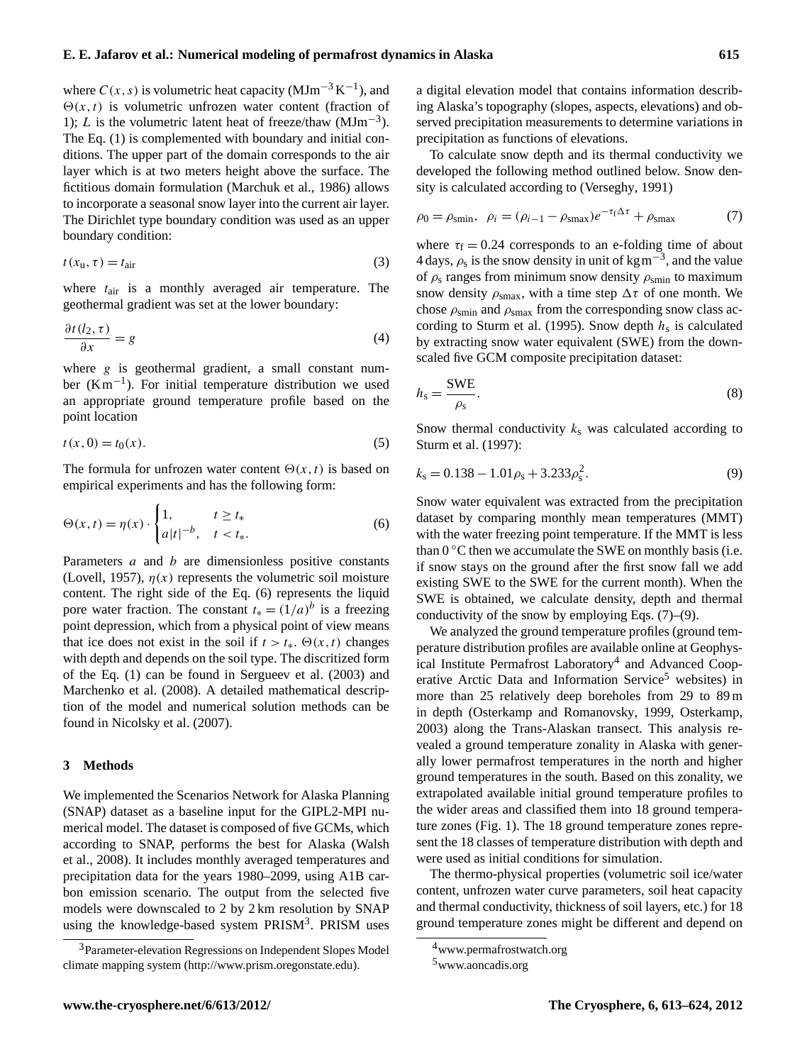where $C(x,s)$ is volumetric heat capacity ($\mathrm{MJm^{-3}\,K^{-1}}$), and $\Theta(x,t)$ is volumetric unfrozen water content (fraction of 1); $L$ is the volumetric latent heat of freeze/thaw ($\mathrm{MJm^{-3}}$). The Eq. (1) is complemented with boundary and initial conditions. The upper part of the domain corresponds to the air layer which is at two meters height above the surface. The fictitious domain formulation (Marchuk et al., 1986) allows to incorporate a seasonal snow layer into the current air layer. The Dirichlet type boundary condition was used as an upper boundary condition:

$$t(x_\mathrm{u},\tau) = t_\mathrm{air} \tag{3}$$

where $t_\mathrm{air}$ is a monthly averaged air temperature. The geothermal gradient was set at the lower boundary:

$$\frac{\partial t(l_2,\tau)}{\partial x} = g \tag{4}$$

where $g$ is geothermal gradient, a small constant number ($\mathrm{Km^{-1}}$). For initial temperature distribution we used an appropriate ground temperature profile based on the point location

$$t(x,0) = t_0(x). \tag{5}$$

The formula for unfrozen water content $\Theta(x,t)$ is based on empirical experiments and has the following form:

$$\Theta(x,t) = \eta(x)\cdot\begin{cases}1, & t \geq t_* \\ a|t|^{-b}, & t < t_*.\end{cases} \tag{6}$$

Parameters $a$ and $b$ are dimensionless positive constants (Lovell, 1957), $\eta(x)$ represents the volumetric soil moisture content. The right side of the Eq. (6) represents the liquid pore water fraction. The constant $t_* = (1/a)^b$ is a freezing point depression, which from a physical point of view means that ice does not exist in the soil if $t > t_*$. $\Theta(x,t)$ changes with depth and depends on the soil type. The discritized form of the Eq. (1) can be found in Sergueev et al. (2003) and Marchenko et al. (2008). A detailed mathematical description of the model and numerical solution methods can be found in Nicolsky et al. (2007).

## 3 Methods

We implemented the Scenarios Network for Alaska Planning (SNAP) dataset as a baseline input for the GIPL2-MPI numerical model. The dataset is composed of five GCMs, which according to SNAP, performs the best for Alaska (Walsh et al., 2008). It includes monthly averaged temperatures and precipitation data for the years 1980–2099, using A1B carbon emission scenario. The output from the selected five models were downscaled to 2 by 2 km resolution by SNAP using the knowledge-based system PRISM[3]. PRISM uses a digital elevation model that contains information describing Alaska's topography (slopes, aspects, elevations) and observed precipitation measurements to determine variations in precipitation as functions of elevations.

To calculate snow depth and its thermal conductivity we developed the following method outlined below. Snow density is calculated according to (Verseghy, 1991)

$$\rho_0 = \rho_\mathrm{smin},\;\; \rho_i = (\rho_{i-1} - \rho_\mathrm{smax})e^{-\tau_\mathrm{f}\Delta\tau} + \rho_\mathrm{smax} \tag{7}$$

where $\tau_\mathrm{f} = 0.24$ corresponds to an e-folding time of about 4 days, $\rho_\mathrm{s}$ is the snow density in unit of $\mathrm{kg\,m^{-3}}$, and the value of $\rho_\mathrm{s}$ ranges from minimum snow density $\rho_\mathrm{smin}$ to maximum snow density $\rho_\mathrm{smax}$, with a time step $\Delta\tau$ of one month. We chose $\rho_\mathrm{smin}$ and $\rho_\mathrm{smax}$ from the corresponding snow class according to Sturm et al. (1995). Snow depth $h_\mathrm{s}$ is calculated by extracting snow water equivalent (SWE) from the downscaled five GCM composite precipitation dataset:

$$h_\mathrm{s} = \frac{\mathrm{SWE}}{\rho_\mathrm{s}}. \tag{8}$$

Snow thermal conductivity $k_\mathrm{s}$ was calculated according to Sturm et al. (1997):

$$k_\mathrm{s} = 0.138 - 1.01\rho_\mathrm{s} + 3.233\rho_\mathrm{s}^2. \tag{9}$$

Snow water equivalent was extracted from the precipitation dataset by comparing monthly mean temperatures (MMT) with the water freezing point temperature. If the MMT is less than 0 °C then we accumulate the SWE on monthly basis (i.e. if snow stays on the ground after the first snow fall we add existing SWE to the SWE for the current month). When the SWE is obtained, we calculate density, depth and thermal conductivity of the snow by employing Eqs. (7)–(9).

We analyzed the ground temperature profiles (ground temperature distribution profiles are available online at Geophysical Institute Permafrost Laboratory[4] and Advanced Cooperative Arctic Data and Information Service[5] websites) in more than 25 relatively deep boreholes from 29 to 89 m in depth (Osterkamp and Romanovsky, 1999, Osterkamp, 2003) along the Trans-Alaskan transect. This analysis revealed a ground temperature zonality in Alaska with generally lower permafrost temperatures in the north and higher ground temperatures in the south. Based on this zonality, we extrapolated available initial ground temperature profiles to the wider areas and classified them into 18 ground temperature zones (Fig. 1). The 18 ground temperature zones represent the 18 classes of temperature distribution with depth and were used as initial conditions for simulation.

The thermo-physical properties (volumetric soil ice/water content, unfrozen water curve parameters, soil heat capacity and thermal conductivity, thickness of soil layers, etc.) for 18 ground temperature zones might be different and depend on

[3] Parameter-elevation Regressions on Independent Slopes Model climate mapping system (http://www.prism.oregonstate.edu).

[4] www.permafrostwatch.org

[5] www.aoncadis.org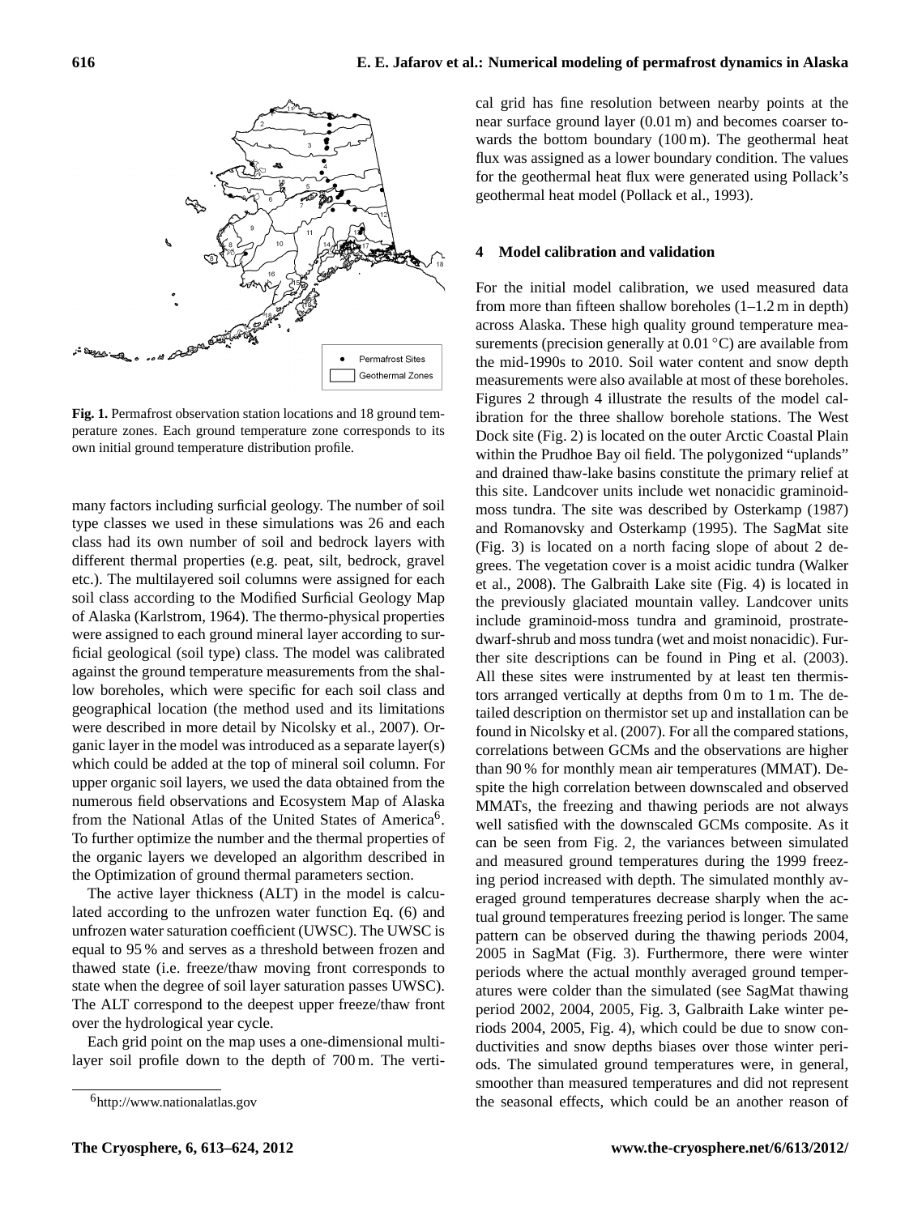**Fig. 1.** Permafrost observation station locations and 18 ground temperature zones. Each ground temperature zone corresponds to its own initial ground temperature distribution profile.

many factors including surficial geology. The number of soil type classes we used in these simulations was 26 and each class had its own number of soil and bedrock layers with different thermal properties (e.g. peat, silt, bedrock, gravel etc.). The multilayered soil columns were assigned for each soil class according to the Modified Surficial Geology Map of Alaska (Karlstrom, 1964). The thermo-physical properties were assigned to each ground mineral layer according to surficial geological (soil type) class. The model was calibrated against the ground temperature measurements from the shallow boreholes, which were specific for each soil class and geographical location (the method used and its limitations were described in more detail by Nicolsky et al., 2007). Organic layer in the model was introduced as a separate layer(s) which could be added at the top of mineral soil column. For upper organic soil layers, we used the data obtained from the numerous field observations and Ecosystem Map of Alaska from the National Atlas of the United States of America[6]. To further optimize the number and the thermal properties of the organic layers we developed an algorithm described in the Optimization of ground thermal parameters section.

The active layer thickness (ALT) in the model is calculated according to the unfrozen water function Eq. (6) and unfrozen water saturation coefficient (UWSC). The UWSC is equal to 95 % and serves as a threshold between frozen and thawed state (i.e. freeze/thaw moving front corresponds to state when the degree of soil layer saturation passes UWSC). The ALT correspond to the deepest upper freeze/thaw front over the hydrological year cycle.

Each grid point on the map uses a one-dimensional multilayer soil profile down to the depth of 700 m. The vertical grid has fine resolution between nearby points at the near surface ground layer (0.01 m) and becomes coarser towards the bottom boundary (100 m). The geothermal heat flux was assigned as a lower boundary condition. The values for the geothermal heat flux were generated using Pollack's geothermal heat model (Pollack et al., 1993).

[6]http://www.nationalatlas.gov

## 4 Model calibration and validation

For the initial model calibration, we used measured data from more than fifteen shallow boreholes (1–1.2 m in depth) across Alaska. These high quality ground temperature measurements (precision generally at 0.01 °C) are available from the mid-1990s to 2010. Soil water content and snow depth measurements were also available at most of these boreholes. Figures 2 through 4 illustrate the results of the model calibration for the three shallow borehole stations. The West Dock site (Fig. 2) is located on the outer Arctic Coastal Plain within the Prudhoe Bay oil field. The polygonized "uplands" and drained thaw-lake basins constitute the primary relief at this site. Landcover units include wet nonacidic graminoid-moss tundra. The site was described by Osterkamp (1987) and Romanovsky and Osterkamp (1995). The SagMat site (Fig. 3) is located on a north facing slope of about 2 degrees. The vegetation cover is a moist acidic tundra (Walker et al., 2008). The Galbraith Lake site (Fig. 4) is located in the previously glaciated mountain valley. Landcover units include graminoid-moss tundra and graminoid, prostrate-dwarf-shrub and moss tundra (wet and moist nonacidic). Further site descriptions can be found in Ping et al. (2003). All these sites were instrumented by at least ten thermistors arranged vertically at depths from 0 m to 1 m. The detailed description on thermistor set up and installation can be found in Nicolsky et al. (2007). For all the compared stations, correlations between GCMs and the observations are higher than 90 % for monthly mean air temperatures (MMAT). Despite the high correlation between downscaled and observed MMATs, the freezing and thawing periods are not always well satisfied with the downscaled GCMs composite. As it can be seen from Fig. 2, the variances between simulated and measured ground temperatures during the 1999 freezing period increased with depth. The simulated monthly averaged ground temperatures decrease sharply when the actual ground temperatures freezing period is longer. The same pattern can be observed during the thawing periods 2004, 2005 in SagMat (Fig. 3). Furthermore, there were winter periods where the actual monthly averaged ground temperatures were colder than the simulated (see SagMat thawing period 2002, 2004, 2005, Fig. 3, Galbraith Lake winter periods 2004, 2005, Fig. 4), which could be due to snow conductivities and snow depths biases over those winter periods. The simulated ground temperatures were, in general, smoother than measured temperatures and did not represent the seasonal effects, which could be an another reason of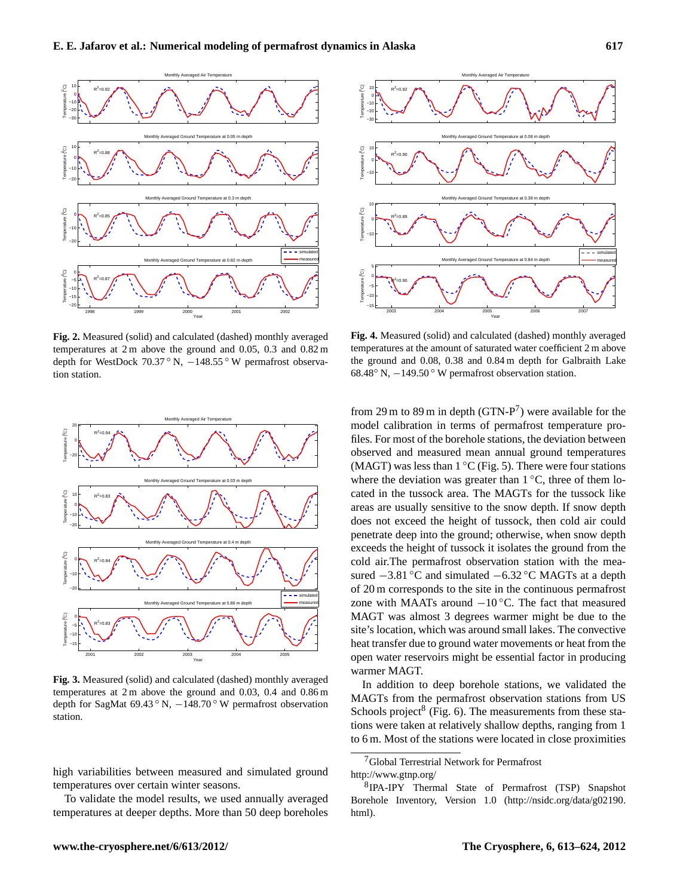**Fig. 2.** Measured (solid) and calculated (dashed) monthly averaged temperatures at 2 m above the ground and 0.05, 0.3 and 0.82 m depth for WestDock 70.37° N, −148.55° W permafrost observation station.

**Fig. 4.** Measured (solid) and calculated (dashed) monthly averaged temperatures at the amount of saturated water coefficient 2 m above the ground and 0.08, 0.38 and 0.84 m depth for Galbraith Lake 68.48° N, −149.50° W permafrost observation station.

**Fig. 3.** Measured (solid) and calculated (dashed) monthly averaged temperatures at 2 m above the ground and 0.03, 0.4 and 0.86 m depth for SagMat 69.43° N, −148.70° W permafrost observation station.

high variabilities between measured and simulated ground temperatures over certain winter seasons.

To validate the model results, we used annually averaged temperatures at deeper depths. More than 50 deep boreholes from 29 m to 89 m in depth (GTN-P[7]) were available for the model calibration in terms of permafrost temperature profiles. For most of the borehole stations, the deviation between observed and measured mean annual ground temperatures (MAGT) was less than 1 °C (Fig. 5). There were four stations where the deviation was greater than 1 °C, three of them located in the tussock area. The MAGTs for the tussock like areas are usually sensitive to the snow depth. If snow depth does not exceed the height of tussock, then cold air could penetrate deep into the ground; otherwise, when snow depth exceeds the height of tussock it isolates the ground from the cold air.The permafrost observation station with the measured −3.81 °C and simulated −6.32 °C MAGTs at a depth of 20 m corresponds to the site in the continuous permafrost zone with MAATs around −10 °C. The fact that measured MAGT was almost 3 degrees warmer might be due to the site's location, which was around small lakes. The convective heat transfer due to ground water movements or heat from the open water reservoirs might be essential factor in producing warmer MAGT.

In addition to deep borehole stations, we validated the MAGTs from the permafrost observation stations from US Schools project[8] (Fig. 6). The measurements from these stations were taken at relatively shallow depths, ranging from 1 to 6 m. Most of the stations were located in close proximities

[7]Global Terrestrial Network for Permafrost http://www.gtnp.org/

[8]IPA-IPY Thermal State of Permafrost (TSP) Snapshot Borehole Inventory, Version 1.0 (http://nsidc.org/data/g02190.html).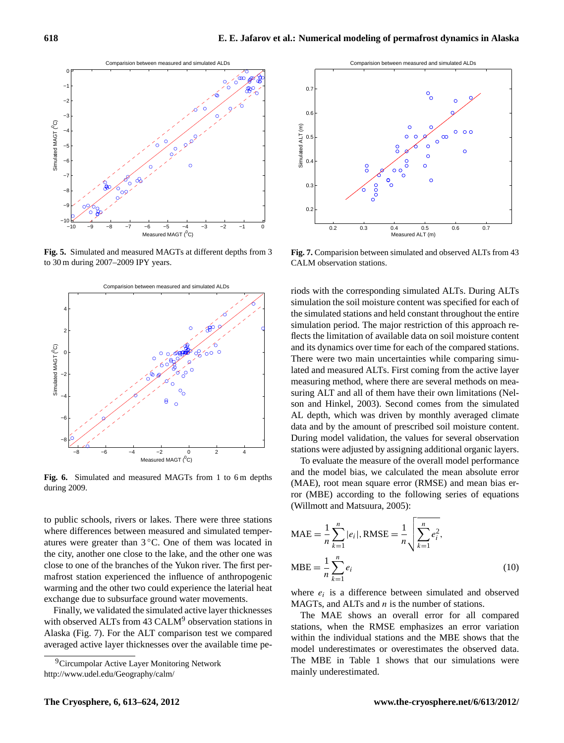**Fig. 5.** Simulated and measured MAGTs at different depths from 3 to 30 m during 2007–2009 IPY years.

**Fig. 6.** Simulated and measured MAGTs from 1 to 6 m depths during 2009.

to public schools, rivers or lakes. There were three stations where differences between measured and simulated temperatures were greater than 3 °C. One of them was located in the city, another one close to the lake, and the other one was close to one of the branches of the Yukon river. The first permafrost station experienced the influence of anthropogenic warming and the other two could experience the laterial heat exchange due to subsurface ground water movements.

Finally, we validated the simulated active layer thicknesses with observed ALTs from 43 CALM[9] observation stations in Alaska (Fig. 7). For the ALT comparison test we compared averaged active layer thicknesses over the available time periods with the corresponding simulated ALTs. During ALTs simulation the soil moisture content was specified for each of the simulated stations and held constant throughout the entire simulation period. The major restriction of this approach reflects the limitation of available data on soil moisture content and its dynamics over time for each of the compared stations. There were two main uncertainties while comparing simulated and measured ALTs. First coming from the active layer measuring method, where there are several methods on measuring ALT and all of them have their own limitations (Nelson and Hinkel, 2003). Second comes from the simulated AL depth, which was driven by monthly averaged climate data and by the amount of prescribed soil moisture content. During model validation, the values for several observation stations were adjusted by assigning additional organic layers.

**Fig. 7.** Comparision between simulated and observed ALTs from 43 CALM observation stations.

To evaluate the measure of the overall model performance and the model bias, we calculated the mean absolute error (MAE), root mean square error (RMSE) and mean bias error (MBE) according to the following series of equations (Willmott and Matsuura, 2005):

$$\mathrm{MAE} = \frac{1}{n}\sum_{k=1}^{n}|e_i|, \mathrm{RMSE} = \frac{1}{n}\sqrt{\sum_{k=1}^{n}e_i^2},$$

$$\mathrm{MBE} = \frac{1}{n}\sum_{k=1}^{n}e_i \qquad (10)$$

where $e_i$ is a difference between simulated and observed MAGTs, and ALTs and $n$ is the number of stations.

The MAE shows an overall error for all compared stations, when the RMSE emphasizes an error variation within the individual stations and the MBE shows that the model underestimates or overestimates the observed data. The MBE in Table 1 shows that our simulations were mainly underestimated.

[9]Circumpolar Active Layer Monitoring Network
http://www.udel.edu/Geography/calm/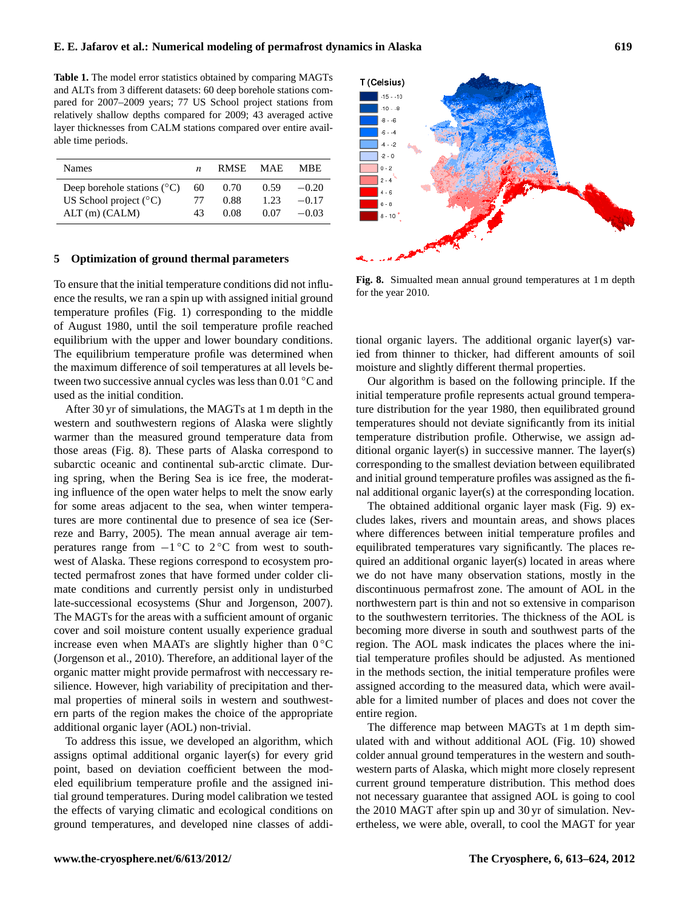**Table 1.** The model error statistics obtained by comparing MAGTs and ALTs from 3 different datasets: 60 deep borehole stations compared for 2007–2009 years; 77 US School project stations from relatively shallow depths compared for 2009; 43 averaged active layer thicknesses from CALM stations compared over entire available time periods.

| Names | $n$ | RMSE | MAE | MBE |
|---|---|---|---|---|
| Deep borehole stations (°C) | 60 | 0.70 | 0.59 | −0.20 |
| US School project (°C) | 77 | 0.88 | 1.23 | −0.17 |
| ALT (m) (CALM) | 43 | 0.08 | 0.07 | −0.03 |

## 5 Optimization of ground thermal parameters

To ensure that the initial temperature conditions did not influence the results, we ran a spin up with assigned initial ground temperature profiles (Fig. 1) corresponding to the middle of August 1980, until the soil temperature profile reached equilibrium with the upper and lower boundary conditions. The equilibrium temperature profile was determined when the maximum difference of soil temperatures at all levels between two successive annual cycles was less than 0.01 °C and used as the initial condition.

After 30 yr of simulations, the MAGTs at 1 m depth in the western and southwestern regions of Alaska were slightly warmer than the measured ground temperature data from those areas (Fig. 8). These parts of Alaska correspond to subarctic oceanic and continental sub-arctic climate. During spring, when the Bering Sea is ice free, the moderating influence of the open water helps to melt the snow early for some areas adjacent to the sea, when winter temperatures are more continental due to presence of sea ice (Serreze and Barry, 2005). The mean annual average air temperatures range from −1 °C to 2 °C from west to southwest of Alaska. These regions correspond to ecosystem protected permafrost zones that have formed under colder climate conditions and currently persist only in undisturbed late-successional ecosystems (Shur and Jorgenson, 2007). The MAGTs for the areas with a sufficient amount of organic cover and soil moisture content usually experience gradual increase even when MAATs are slightly higher than 0 °C (Jorgenson et al., 2010). Therefore, an additional layer of the organic matter might provide permafrost with neccessary resilience. However, high variability of precipitation and thermal properties of mineral soils in western and southwestern parts of the region makes the choice of the appropriate additional organic layer (AOL) non-trivial.

To address this issue, we developed an algorithm, which assigns optimal additional organic layer(s) for every grid point, based on deviation coefficient between the modeled equilibrium temperature profile and the assigned initial ground temperatures. During model calibration we tested the effects of varying climatic and ecological conditions on ground temperatures, and developed nine classes of additional organic layers. The additional organic layer(s) varied from thinner to thicker, had different amounts of soil moisture and slightly different thermal properties.

**Fig. 8.** Simualted mean annual ground temperatures at 1 m depth for the year 2010.

Our algorithm is based on the following principle. If the initial temperature profile represents actual ground temperature distribution for the year 1980, then equilibrated ground temperatures should not deviate significantly from its initial temperature distribution profile. Otherwise, we assign additional organic layer(s) in successive manner. The layer(s) corresponding to the smallest deviation between equilibrated and initial ground temperature profiles was assigned as the final additional organic layer(s) at the corresponding location.

The obtained additional organic layer mask (Fig. 9) excludes lakes, rivers and mountain areas, and shows places where differences between initial temperature profiles and equilibrated temperatures vary significantly. The places required an additional organic layer(s) located in areas where we do not have many observation stations, mostly in the discontinuous permafrost zone. The amount of AOL in the northwestern part is thin and not so extensive in comparison to the southwestern territories. The thickness of the AOL is becoming more diverse in south and southwest parts of the region. The AOL mask indicates the places where the initial temperature profiles should be adjusted. As mentioned in the methods section, the initial temperature profiles were assigned according to the measured data, which were available for a limited number of places and does not cover the entire region.

The difference map between MAGTs at 1 m depth simulated with and without additional AOL (Fig. 10) showed colder annual ground temperatures in the western and southwestern parts of Alaska, which might more closely represent current ground temperature distribution. This method does not necessary guarantee that assigned AOL is going to cool the 2010 MAGT after spin up and 30 yr of simulation. Nevertheless, we were able, overall, to cool the MAGT for year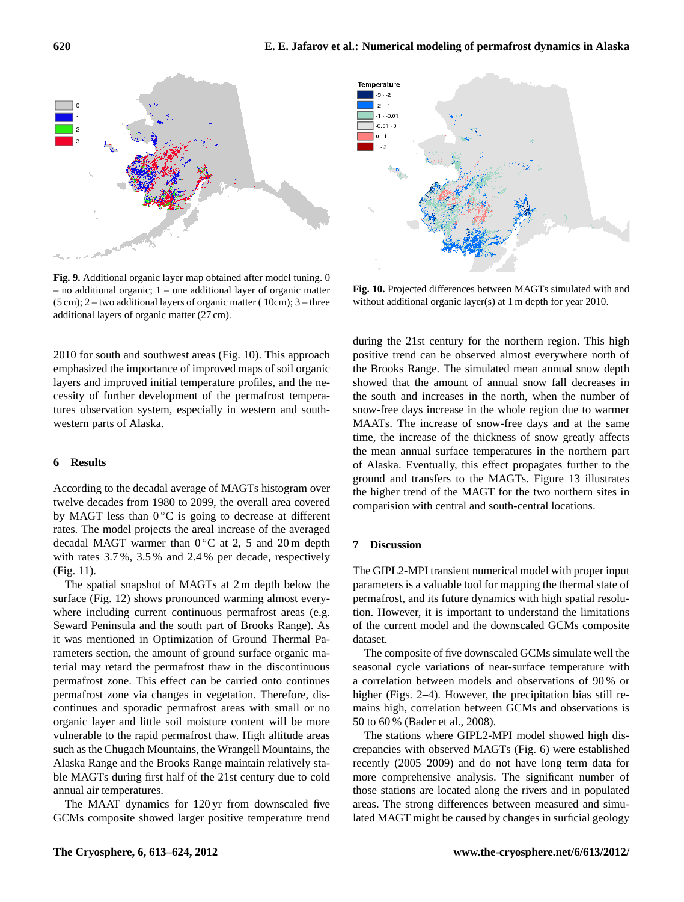Fig. 9. Additional organic layer map obtained after model tuning. 0 – no additional organic; 1 – one additional layer of organic matter (5 cm); 2 – two additional layers of organic matter ( 10cm); 3 – three additional layers of organic matter (27 cm).

Fig. 10. Projected differences between MAGTs simulated with and without additional organic layer(s) at 1 m depth for year 2010.

2010 for south and southwest areas (Fig. 10). This approach emphasized the importance of improved maps of soil organic layers and improved initial temperature profiles, and the necessity of further development of the permafrost temperatures observation system, especially in western and southwestern parts of Alaska.

## 6 Results

According to the decadal average of MAGTs histogram over twelve decades from 1980 to 2099, the overall area covered by MAGT less than 0 °C is going to decrease at different rates. The model projects the areal increase of the averaged decadal MAGT warmer than 0 °C at 2, 5 and 20 m depth with rates 3.7 %, 3.5 % and 2.4 % per decade, respectively (Fig. 11).

The spatial snapshot of MAGTs at 2 m depth below the surface (Fig. 12) shows pronounced warming almost everywhere including current continuous permafrost areas (e.g. Seward Peninsula and the south part of Brooks Range). As it was mentioned in Optimization of Ground Thermal Parameters section, the amount of ground surface organic material may retard the permafrost thaw in the discontinuous permafrost zone. This effect can be carried onto continues permafrost zone via changes in vegetation. Therefore, discontinues and sporadic permafrost areas with small or no organic layer and little soil moisture content will be more vulnerable to the rapid permafrost thaw. High altitude areas such as the Chugach Mountains, the Wrangell Mountains, the Alaska Range and the Brooks Range maintain relatively stable MAGTs during first half of the 21st century due to cold annual air temperatures.

The MAAT dynamics for 120 yr from downscaled five GCMs composite showed larger positive temperature trend during the 21st century for the northern region. This high positive trend can be observed almost everywhere north of the Brooks Range. The simulated mean annual snow depth showed that the amount of annual snow fall decreases in the south and increases in the north, when the number of snow-free days increase in the whole region due to warmer MAATs. The increase of snow-free days and at the same time, the increase of the thickness of snow greatly affects the mean annual surface temperatures in the northern part of Alaska. Eventually, this effect propagates further to the ground and transfers to the MAGTs. Figure 13 illustrates the higher trend of the MAGT for the two northern sites in comparision with central and south-central locations.

## 7 Discussion

The GIPL2-MPI transient numerical model with proper input parameters is a valuable tool for mapping the thermal state of permafrost, and its future dynamics with high spatial resolution. However, it is important to understand the limitations of the current model and the downscaled GCMs composite dataset.

The composite of five downscaled GCMs simulate well the seasonal cycle variations of near-surface temperature with a correlation between models and observations of 90 % or higher (Figs. 2–4). However, the precipitation bias still remains high, correlation between GCMs and observations is 50 to 60 % (Bader et al., 2008).

The stations where GIPL2-MPI model showed high discrepancies with observed MAGTs (Fig. 6) were established recently (2005–2009) and do not have long term data for more comprehensive analysis. The significant number of those stations are located along the rivers and in populated areas. The strong differences between measured and simulated MAGT might be caused by changes in surficial geology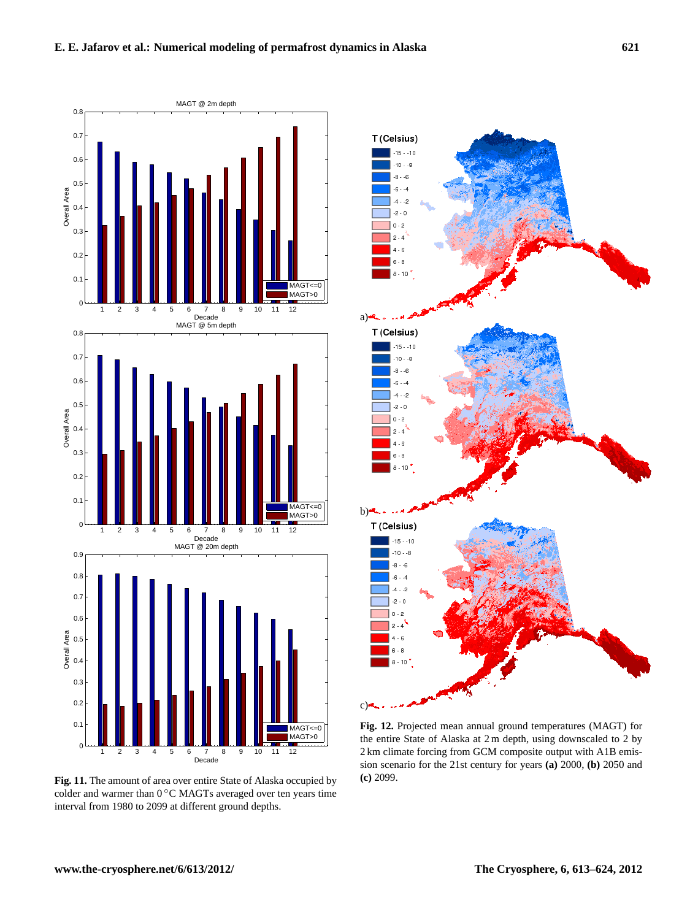**Fig. 11.** The amount of area over entire State of Alaska occupied by colder and warmer than 0 °C MAGTs averaged over ten years time interval from 1980 to 2099 at different ground depths.

**Fig. 12.** Projected mean annual ground temperatures (MAGT) for the entire State of Alaska at 2 m depth, using downscaled to 2 by 2 km climate forcing from GCM composite output with A1B emission scenario for the 21st century for years **(a)** 2000, **(b)** 2050 and **(c)** 2099.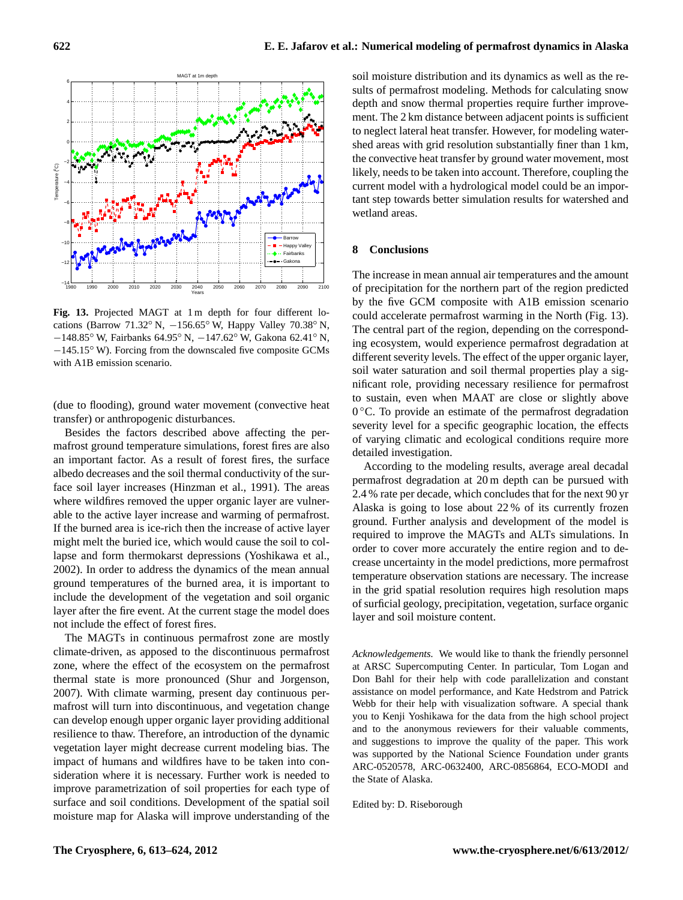Fig. 13. Projected MAGT at 1 m depth for four different locations (Barrow 71.32° N, −156.65° W, Happy Valley 70.38° N, −148.85° W, Fairbanks 64.95° N, −147.62° W, Gakona 62.41° N, −145.15° W). Forcing from the downscaled five composite GCMs with A1B emission scenario.

(due to flooding), ground water movement (convective heat transfer) or anthropogenic disturbances.

Besides the factors described above affecting the permafrost ground temperature simulations, forest fires are also an important factor. As a result of forest fires, the surface albedo decreases and the soil thermal conductivity of the surface soil layer increases (Hinzman et al., 1991). The areas where wildfires removed the upper organic layer are vulnerable to the active layer increase and warming of permafrost. If the burned area is ice-rich then the increase of active layer might melt the buried ice, which would cause the soil to collapse and form thermokarst depressions (Yoshikawa et al., 2002). In order to address the dynamics of the mean annual ground temperatures of the burned area, it is important to include the development of the vegetation and soil organic layer after the fire event. At the current stage the model does not include the effect of forest fires.

The MAGTs in continuous permafrost zone are mostly climate-driven, as apposed to the discontinuous permafrost zone, where the effect of the ecosystem on the permafrost thermal state is more pronounced (Shur and Jorgenson, 2007). With climate warming, present day continuous permafrost will turn into discontinuous, and vegetation change can develop enough upper organic layer providing additional resilience to thaw. Therefore, an introduction of the dynamic vegetation layer might decrease current modeling bias. The impact of humans and wildfires have to be taken into consideration where it is necessary. Further work is needed to improve parametrization of soil properties for each type of surface and soil conditions. Development of the spatial soil moisture map for Alaska will improve understanding of the soil moisture distribution and its dynamics as well as the results of permafrost modeling. Methods for calculating snow depth and snow thermal properties require further improvement. The 2 km distance between adjacent points is sufficient to neglect lateral heat transfer. However, for modeling watershed areas with grid resolution substantially finer than 1 km, the convective heat transfer by ground water movement, most likely, needs to be taken into account. Therefore, coupling the current model with a hydrological model could be an important step towards better simulation results for watershed and wetland areas.

## 8 Conclusions

The increase in mean annual air temperatures and the amount of precipitation for the northern part of the region predicted by the five GCM composite with A1B emission scenario could accelerate permafrost warming in the North (Fig. 13). The central part of the region, depending on the corresponding ecosystem, would experience permafrost degradation at different severity levels. The effect of the upper organic layer, soil water saturation and soil thermal properties play a significant role, providing necessary resilience for permafrost to sustain, even when MAAT are close or slightly above 0 °C. To provide an estimate of the permafrost degradation severity level for a specific geographic location, the effects of varying climatic and ecological conditions require more detailed investigation.

According to the modeling results, average areal decadal permafrost degradation at 20 m depth can be pursued with 2.4 % rate per decade, which concludes that for the next 90 yr Alaska is going to lose about 22 % of its currently frozen ground. Further analysis and development of the model is required to improve the MAGTs and ALTs simulations. In order to cover more accurately the entire region and to decrease uncertainty in the model predictions, more permafrost temperature observation stations are necessary. The increase in the grid spatial resolution requires high resolution maps of surficial geology, precipitation, vegetation, surface organic layer and soil moisture content.

*Acknowledgements.* We would like to thank the friendly personnel at ARSC Supercomputing Center. In particular, Tom Logan and Don Bahl for their help with code parallelization and constant assistance on model performance, and Kate Hedstrom and Patrick Webb for their help with visualization software. A special thank you to Kenji Yoshikawa for the data from the high school project and to the anonymous reviewers for their valuable comments, and suggestions to improve the quality of the paper. This work was supported by the National Science Foundation under grants ARC-0520578, ARC-0632400, ARC-0856864, ECO-MODI and the State of Alaska.

Edited by: D. Riseborough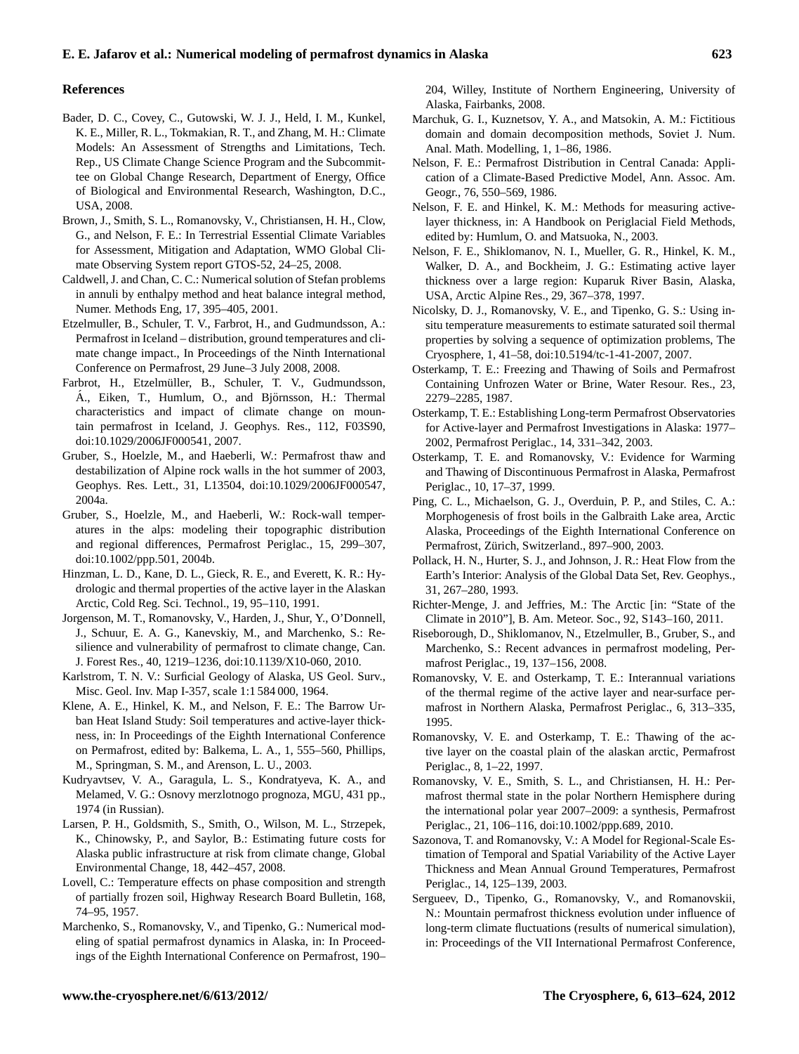## References

Bader, D. C., Covey, C., Gutowski, W. J. J., Held, I. M., Kunkel, K. E., Miller, R. L., Tokmakian, R. T., and Zhang, M. H.: Climate Models: An Assessment of Strengths and Limitations, Tech. Rep., US Climate Change Science Program and the Subcommittee on Global Change Research, Department of Energy, Office of Biological and Environmental Research, Washington, D.C., USA, 2008.

Brown, J., Smith, S. L., Romanovsky, V., Christiansen, H. H., Clow, G., and Nelson, F. E.: In Terrestrial Essential Climate Variables for Assessment, Mitigation and Adaptation, WMO Global Climate Observing System report GTOS-52, 24–25, 2008.

Caldwell, J. and Chan, C. C.: Numerical solution of Stefan problems in annuli by enthalpy method and heat balance integral method, Numer. Methods Eng, 17, 395–405, 2001.

Etzelmuller, B., Schuler, T. V., Farbrot, H., and Gudmundsson, A.: Permafrost in Iceland – distribution, ground temperatures and climate change impact., In Proceedings of the Ninth International Conference on Permafrost, 29 June–3 July 2008, 2008.

Farbrot, H., Etzelmüller, B., Schuler, T. V., Gudmundsson, Á., Eiken, T., Humlum, O., and Björnsson, H.: Thermal characteristics and impact of climate change on mountain permafrost in Iceland, J. Geophys. Res., 112, F03S90, doi:10.1029/2006JF000541, 2007.

Gruber, S., Hoelzle, M., and Haeberli, W.: Permafrost thaw and destabilization of Alpine rock walls in the hot summer of 2003, Geophys. Res. Lett., 31, L13504, doi:10.1029/2006JF000547, 2004a.

Gruber, S., Hoelzle, M., and Haeberli, W.: Rock-wall temperatures in the alps: modeling their topographic distribution and regional differences, Permafrost Periglac., 15, 299–307, doi:10.1002/ppp.501, 2004b.

Hinzman, L. D., Kane, D. L., Gieck, R. E., and Everett, K. R.: Hydrologic and thermal properties of the active layer in the Alaskan Arctic, Cold Reg. Sci. Technol., 19, 95–110, 1991.

Jorgenson, M. T., Romanovsky, V., Harden, J., Shur, Y., O'Donnell, J., Schuur, E. A. G., Kanevskiy, M., and Marchenko, S.: Resilience and vulnerability of permafrost to climate change, Can. J. Forest Res., 40, 1219–1236, doi:10.1139/X10-060, 2010.

Karlstrom, T. N. V.: Surficial Geology of Alaska, US Geol. Surv., Misc. Geol. Inv. Map I-357, scale 1:1 584 000, 1964.

Klene, A. E., Hinkel, K. M., and Nelson, F. E.: The Barrow Urban Heat Island Study: Soil temperatures and active-layer thickness, in: In Proceedings of the Eighth International Conference on Permafrost, edited by: Balkema, L. A., 1, 555–560, Phillips, M., Springman, S. M., and Arenson, L. U., 2003.

Kudryavtsev, V. A., Garagula, L. S., Kondratyeva, K. A., and Melamed, V. G.: Osnovy merzlotnogo prognoza, MGU, 431 pp., 1974 (in Russian).

Larsen, P. H., Goldsmith, S., Smith, O., Wilson, M. L., Strzepek, K., Chinowsky, P., and Saylor, B.: Estimating future costs for Alaska public infrastructure at risk from climate change, Global Environmental Change, 18, 442–457, 2008.

Lovell, C.: Temperature effects on phase composition and strength of partially frozen soil, Highway Research Board Bulletin, 168, 74–95, 1957.

Marchenko, S., Romanovsky, V., and Tipenko, G.: Numerical modeling of spatial permafrost dynamics in Alaska, in: In Proceedings of the Eighth International Conference on Permafrost, 190–204, Willey, Institute of Northern Engineering, University of Alaska, Fairbanks, 2008.

Marchuk, G. I., Kuznetsov, Y. A., and Matsokin, A. M.: Fictitious domain and domain decomposition methods, Soviet J. Num. Anal. Math. Modelling, 1, 1–86, 1986.

Nelson, F. E.: Permafrost Distribution in Central Canada: Application of a Climate-Based Predictive Model, Ann. Assoc. Am. Geogr., 76, 550–569, 1986.

Nelson, F. E. and Hinkel, K. M.: Methods for measuring active-layer thickness, in: A Handbook on Periglacial Field Methods, edited by: Humlum, O. and Matsuoka, N., 2003.

Nelson, F. E., Shiklomanov, N. I., Mueller, G. R., Hinkel, K. M., Walker, D. A., and Bockheim, J. G.: Estimating active layer thickness over a large region: Kuparuk River Basin, Alaska, USA, Arctic Alpine Res., 29, 367–378, 1997.

Nicolsky, D. J., Romanovsky, V. E., and Tipenko, G. S.: Using in-situ temperature measurements to estimate saturated soil thermal properties by solving a sequence of optimization problems, The Cryosphere, 1, 41–58, doi:10.5194/tc-1-41-2007, 2007.

Osterkamp, T. E.: Freezing and Thawing of Soils and Permafrost Containing Unfrozen Water or Brine, Water Resour. Res., 23, 2279–2285, 1987.

Osterkamp, T. E.: Establishing Long-term Permafrost Observatories for Active-layer and Permafrost Investigations in Alaska: 1977–2002, Permafrost Periglac., 14, 331–342, 2003.

Osterkamp, T. E. and Romanovsky, V.: Evidence for Warming and Thawing of Discontinuous Permafrost in Alaska, Permafrost Periglac., 10, 17–37, 1999.

Ping, C. L., Michaelson, G. J., Overduin, P. P., and Stiles, C. A.: Morphogenesis of frost boils in the Galbraith Lake area, Arctic Alaska, Proceedings of the Eighth International Conference on Permafrost, Zürich, Switzerland., 897–900, 2003.

Pollack, H. N., Hurter, S. J., and Johnson, J. R.: Heat Flow from the Earth's Interior: Analysis of the Global Data Set, Rev. Geophys., 31, 267–280, 1993.

Richter-Menge, J. and Jeffries, M.: The Arctic [in: "State of the Climate in 2010"], B. Am. Meteor. Soc., 92, S143–160, 2011.

Riseborough, D., Shiklomanov, N., Etzelmuller, B., Gruber, S., and Marchenko, S.: Recent advances in permafrost modeling, Permafrost Periglac., 19, 137–156, 2008.

Romanovsky, V. E. and Osterkamp, T. E.: Interannual variations of the thermal regime of the active layer and near-surface permafrost in Northern Alaska, Permafrost Periglac., 6, 313–335, 1995.

Romanovsky, V. E. and Osterkamp, T. E.: Thawing of the active layer on the coastal plain of the alaskan arctic, Permafrost Periglac., 8, 1–22, 1997.

Romanovsky, V. E., Smith, S. L., and Christiansen, H. H.: Permafrost thermal state in the polar Northern Hemisphere during the international polar year 2007–2009: a synthesis, Permafrost Periglac., 21, 106–116, doi:10.1002/ppp.689, 2010.

Sazonova, T. and Romanovsky, V.: A Model for Regional-Scale Estimation of Temporal and Spatial Variability of the Active Layer Thickness and Mean Annual Ground Temperatures, Permafrost Periglac., 14, 125–139, 2003.

Sergueev, D., Tipenko, G., Romanovsky, V., and Romanovskii, N.: Mountain permafrost thickness evolution under influence of long-term climate fluctuations (results of numerical simulation), in: Proceedings of the VII International Permafrost Conference,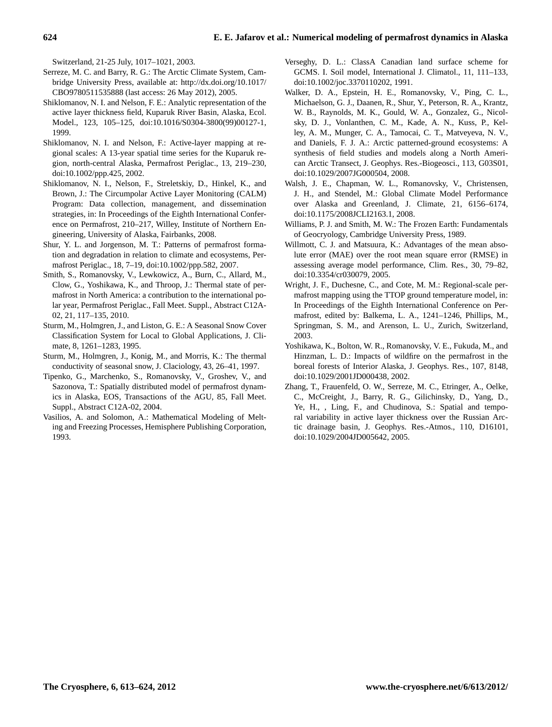Switzerland, 21-25 July, 1017–1021, 2003.

Serreze, M. C. and Barry, R. G.: The Arctic Climate System, Cambridge University Press, available at: http://dx.doi.org/10.1017/CBO9780511535888 (last access: 26 May 2012), 2005.

Shiklomanov, N. I. and Nelson, F. E.: Analytic representation of the active layer thickness field, Kuparuk River Basin, Alaska, Ecol. Model., 123, 105–125, doi:10.1016/S0304-3800(99)00127-1, 1999.

Shiklomanov, N. I. and Nelson, F.: Active-layer mapping at regional scales: A 13-year spatial time series for the Kuparuk region, north-central Alaska, Permafrost Periglac., 13, 219–230, doi:10.1002/ppp.425, 2002.

Shiklomanov, N. I., Nelson, F., Streletskiy, D., Hinkel, K., and Brown, J.: The Circumpolar Active Layer Monitoring (CALM) Program: Data collection, management, and dissemination strategies, in: In Proceedings of the Eighth International Conference on Permafrost, 210–217, Willey, Institute of Northern Engineering, University of Alaska, Fairbanks, 2008.

Shur, Y. L. and Jorgenson, M. T.: Patterns of permafrost formation and degradation in relation to climate and ecosystems, Permafrost Periglac., 18, 7–19, doi:10.1002/ppp.582, 2007.

Smith, S., Romanovsky, V., Lewkowicz, A., Burn, C., Allard, M., Clow, G., Yoshikawa, K., and Throop, J.: Thermal state of permafrost in North America: a contribution to the international polar year, Permafrost Periglac., Fall Meet. Suppl., Abstract C12A-02, 21, 117–135, 2010.

Sturm, M., Holmgren, J., and Liston, G. E.: A Seasonal Snow Cover Classification System for Local to Global Applications, J. Climate, 8, 1261–1283, 1995.

Sturm, M., Holmgren, J., Konig, M., and Morris, K.: The thermal conductivity of seasonal snow, J. Claciology, 43, 26–41, 1997.

Tipenko, G., Marchenko, S., Romanovsky, V., Groshev, V., and Sazonova, T.: Spatially distributed model of permafrost dynamics in Alaska, EOS, Transactions of the AGU, 85, Fall Meet. Suppl., Abstract C12A-02, 2004.

Vasilios, A. and Solomon, A.: Mathematical Modeling of Melting and Freezing Processes, Hemisphere Publishing Corporation, 1993.

Verseghy, D. L.: ClassA Canadian land surface scheme for GCMS. I. Soil model, International J. Climatol., 11, 111–133, doi:10.1002/joc.3370110202, 1991.

Walker, D. A., Epstein, H. E., Romanovsky, V., Ping, C. L., Michaelson, G. J., Daanen, R., Shur, Y., Peterson, R. A., Krantz, W. B., Raynolds, M. K., Gould, W. A., Gonzalez, G., Nicolsky, D. J., Vonlanthen, C. M., Kade, A. N., Kuss, P., Kelley, A. M., Munger, C. A., Tamocai, C. T., Matveyeva, N. V., and Daniels, F. J. A.: Arctic patterned-ground ecosystems: A synthesis of field studies and models along a North American Arctic Transect, J. Geophys. Res.-Biogeosci., 113, G03S01, doi:10.1029/2007JG000504, 2008.

Walsh, J. E., Chapman, W. L., Romanovsky, V., Christensen, J. H., and Stendel, M.: Global Climate Model Performance over Alaska and Greenland, J. Climate, 21, 6156–6174, doi:10.1175/2008JCLI2163.1, 2008.

Williams, P. J. and Smith, M. W.: The Frozen Earth: Fundamentals of Geocryology, Cambridge University Press, 1989.

Willmott, C. J. and Matsuura, K.: Advantages of the mean absolute error (MAE) over the root mean square error (RMSE) in assessing average model performance, Clim. Res., 30, 79–82, doi:10.3354/cr030079, 2005.

Wright, J. F., Duchesne, C., and Cote, M. M.: Regional-scale permafrost mapping using the TTOP ground temperature model, in: In Proceedings of the Eighth International Conference on Permafrost, edited by: Balkema, L. A., 1241–1246, Phillips, M., Springman, S. M., and Arenson, L. U., Zurich, Switzerland, 2003.

Yoshikawa, K., Bolton, W. R., Romanovsky, V. E., Fukuda, M., and Hinzman, L. D.: Impacts of wildfire on the permafrost in the boreal forests of Interior Alaska, J. Geophys. Res., 107, 8148, doi:10.1029/2001JD000438, 2002.

Zhang, T., Frauenfeld, O. W., Serreze, M. C., Etringer, A., Oelke, C., McCreight, J., Barry, R. G., Gilichinsky, D., Yang, D., Ye, H., , Ling, F., and Chudinova, S.: Spatial and temporal variability in active layer thickness over the Russian Arctic drainage basin, J. Geophys. Res.-Atmos., 110, D16101, doi:10.1029/2004JD005642, 2005.